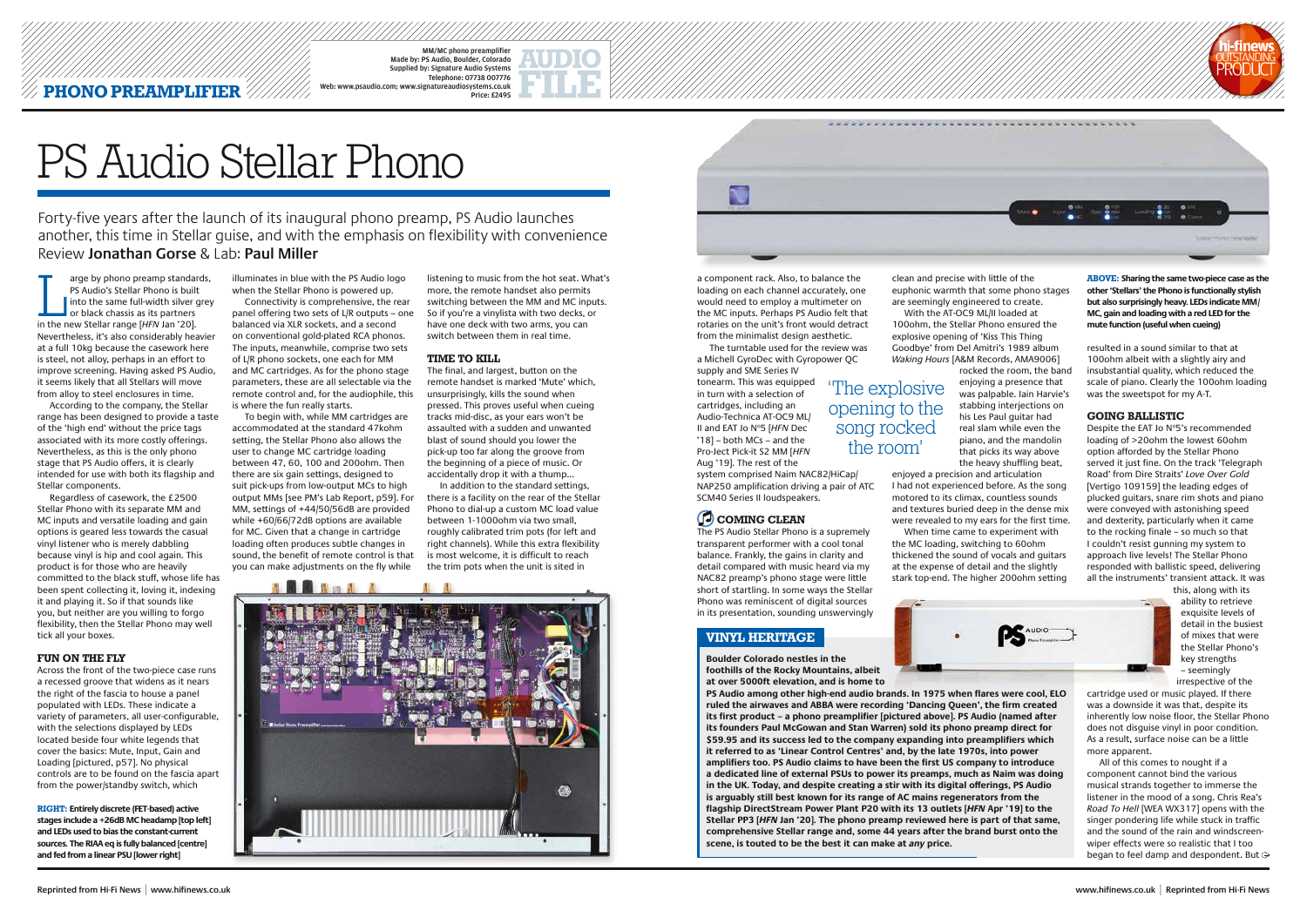MM/MC phono preamplifier
Made by: PS Audio, Boulder, Colorado
Supplied by: Signature Audio Systems
Telephone: 07738 007776
Web: www.psaudio.com; www.signatureaudiosystems.co.uk
Price: £2495

# PS Audio Stellar Phono

Forty-five years after the launch of its inaugural phono preamp, PS Audio launches another, this time in Stellar guise, and with the emphasis on flexibility with convenience
Review **Jonathan Gorse** & Lab: **Paul Miller**

Large by phono preamp standards, PS Audio's Stellar Phono is built into the same full-width silver grey or black chassis as its partners in the new Stellar range [*HFN* Jan '20]. Nevertheless, it's also considerably heavier at a full 10kg because the casework here is steel, not alloy, perhaps in an effort to improve screening. Having asked PS Audio, it seems likely that all Stellars will move from alloy to steel enclosures in time.

According to the company, the Stellar range has been designed to provide a taste of the 'high end' without the price tags associated with its more costly offerings. Nevertheless, as this is the only phono stage that PS Audio offers, it is clearly intended for use with both its flagship and Stellar components.

Regardless of casework, the £2500 Stellar Phono with its separate MM and MC inputs and versatile loading and gain options is geared less towards the casual vinyl listener who is merely dabbling because vinyl is hip and cool again. This product is for those who are heavily committed to the black stuff, whose life has been spent collecting it, loving it, indexing it and playing it. So if that sounds like you, but neither are you willing to forgo flexibility, then the Stellar Phono may well tick all your boxes.

## FUN ON THE FLY

Across the front of the two-piece case runs a recessed groove that widens as it nears the right of the fascia to house a panel populated with LEDs. These indicate a variety of parameters, all user-configurable, with the selections displayed by LEDs located beside four white legends that cover the basics: Mute, Input, Gain and Loading [pictured, p57]. No physical controls are to be found on the fascia apart from the power/standby switch, which illuminates in blue with the PS Audio logo when the Stellar Phono is powered up.

Connectivity is comprehensive, the rear panel offering two sets of L/R outputs – one balanced via XLR sockets, and a second on conventional gold-plated RCA phonos. The inputs, meanwhile, comprise two sets of L/R phono sockets, one each for MM and MC cartridges. As for the phono stage parameters, these are all selectable via the remote control and, for the audiophile, this is where the fun really starts.

To begin with, while MM cartridges are accommodated at the standard 47kohm setting, the Stellar Phono also allows the user to change MC cartridge loading between 47, 60, 100 and 200ohm. Then there are six gain settings, designed to suit pick-ups from low-output MCs to high output MMs [see PM's Lab Report, p59]. For MM, settings of +44/50/56dB are provided while +60/66/72dB options are available for MC. Given that a change in cartridge loading often produces subtle changes in sound, the benefit of remote control is that you can make adjustments on the fly while listening to music from the hot seat. What's more, the remote handset also permits switching between the MM and MC inputs. So if you're a vinylista with two decks, or have one deck with two arms, you can switch between them in real time.

## TIME TO KILL

The final, and largest, button on the remote handset is marked 'Mute' which, unsurprisingly, kills the sound when pressed. This proves useful when cueing tracks mid-disc, as your ears won't be assaulted with a sudden and unwanted blast of sound should you lower the pick-up too far along the groove from the beginning of a piece of music. Or accidentally drop it with a thump...

In addition to the standard settings, there is a facility on the rear of the Stellar Phono to dial-up a custom MC load value between 1-1000ohm via two small, roughly calibrated trim pots (for left and right channels). While this extra flexibility is most welcome, it is difficult to reach the trim pots when the unit is sited in a component rack. Also, to balance the loading on each channel accurately, one would need to employ a multimeter on the MC inputs. Perhaps PS Audio felt that rotaries on the unit's front would detract from the minimalist design aesthetic.

The turntable used for the review was a Michell GyroDec with Gyropower QC supply and SME Series IV tonearm. This was equipped in turn with a selection of cartridges, including an Audio-Technica AT-OC9 ML/II and EAT Jo N°5 [*HFN* Dec '18] – both MCs – and the Pro-Ject Pick-it S2 MM [*HFN* Aug '19]. The rest of the system comprised Naim NAC82/HiCap/NAP250 amplification driving a pair of ATC SCM40 Series II loudspeakers.

## COMING CLEAN

The PS Audio Stellar Phono is a supremely transparent performer with a cool tonal balance. Frankly, the gains in clarity and detail compared with music heard via my NAC82 preamp's phono stage were little short of startling. In some ways the Stellar Phono was reminiscent of digital sources in its presentation, sounding unswervingly clean and precise with little of the euphonic warmth that some phono stages are seemingly engineered to create.

With the AT-OC9 ML/II loaded at 100ohm, the Stellar Phono ensured the explosive opening of 'Kiss This Thing Goodbye' from Del Amitri's 1989 album *Waking Hours* [A&M Records, AMA9006] rocked the room, the band enjoying a presence that was palpable. Iain Harvie's stabbing interjections on his Les Paul guitar had real slam while even the piano, and the mandolin that picks its way above the heavy shuffling beat, enjoyed a precision and articulation I had not experienced before. As the song motored to its climax, countless sounds and textures buried deep in the dense mix were revealed to my ears for the first time.

> 'The explosive opening to the song rocked the room'

When time came to experiment with the MC loading, switching to 60ohm thickened the sound of vocals and guitars at the expense of detail and the slightly stark top-end. The higher 200ohm setting resulted in a sound similar to that at 100ohm albeit with a slightly airy and insubstantial quality, which reduced the scale of piano. Clearly the 100ohm loading was the sweetspot for my A-T.

## GOING BALLISTIC

Despite the EAT Jo N°5's recommended loading of >20ohm the lowest 60ohm option afforded by the Stellar Phono served it just fine. On the track 'Telegraph Road' from Dire Straits' *Love Over Gold* [Vertigo 109159] the leading edges of plucked guitars, snare rim shots and piano were conveyed with astonishing speed and dexterity, particularly when it came to the rocking finale – so much so that I couldn't resist gunning my system to approach live levels! The Stellar Phono responded with ballistic speed, delivering all the instruments' transient attack. It was this, along with its ability to retrieve exquisite levels of detail in the busiest of mixes that were the Stellar Phono's key strengths – seemingly irrespective of the cartridge used or music played. If there was a downside it was that, despite its inherently low noise floor, the Stellar Phono does not disguise vinyl in poor condition. As a result, surface noise can be a little more apparent.

All of this comes to nought if a component cannot bind the various musical strands together to immerse the listener in the mood of a song. Chris Rea's *Road To Hell* [WEA WX317] opens with the singer pondering life while stuck in traffic and the sound of the rain and windscreen-wiper effects were so realistic that I too began to feel damp and despondent. But ➔

**RIGHT:** Entirely discrete (FET-based) active stages include a +26dB MC headamp [top left] and LEDs used to bias the constant-current sources. The RIAA eq is fully balanced [centre] and fed from a linear PSU [lower right]

**ABOVE:** Sharing the same two-piece case as the other 'Stellars' the Phono is functionally stylish but also surprisingly heavy. LEDs indicate MM/MC, gain and loading with a red LED for the mute function (useful when cueing)

## VINYL HERITAGE

**Boulder Colorado nestles in the foothills of the Rocky Mountains, albeit at over 5000ft elevation, and is home to PS Audio among other high-end audio brands. In 1975 when flares were cool, ELO ruled the airwaves and ABBA were recording 'Dancing Queen', the firm created its first product – a phono preamplifier [pictured above]. PS Audio (named after its founders Paul McGowan and Stan Warren) sold its phono preamp direct for $59.95 and its success led to the company expanding into preamplifiers which it referred to as 'Linear Control Centres' and, by the late 1970s, into power amplifiers too. PS Audio claims to have been the first US company to introduce a dedicated line of external PSUs to power its preamps, much as Naim was doing in the UK. Today, and despite creating a stir with its digital offerings, PS Audio is arguably still best known for its range of AC mains regenerators from the flagship DirectStream Power Plant P20 with its 13 outlets [*HFN* Apr '19] to the Stellar PP3 [*HFN* Jan '20]. The phono preamp reviewed here is part of that same, comprehensive Stellar range and, some 44 years after the brand burst onto the scene, is touted to be the best it can make at *any* price.**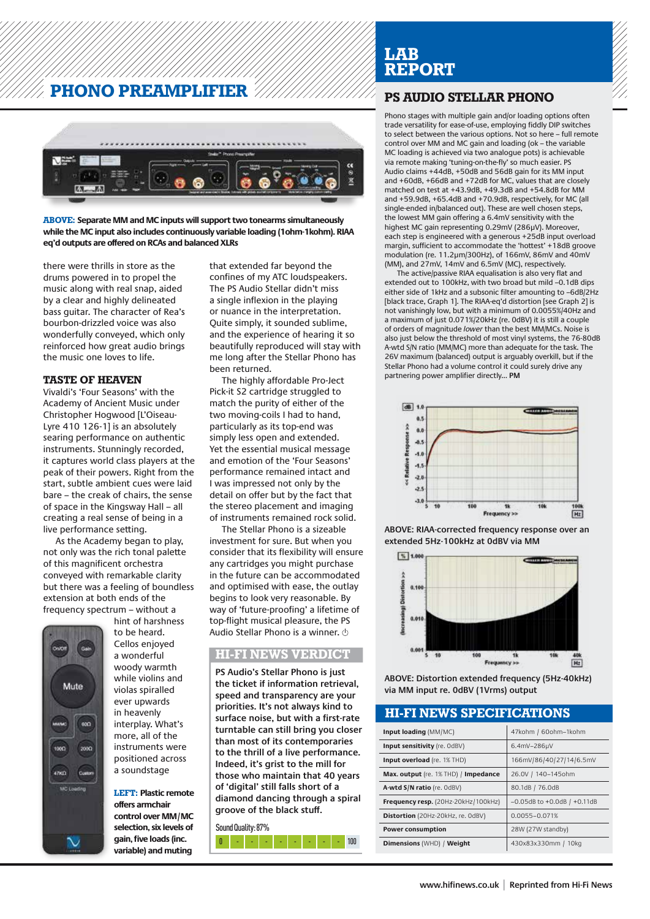# PHONO PREAMPLIFIER

**ABOVE:** Separate MM and MC inputs will support two tonearms simultaneously while the MC input also includes continuously variable loading (1ohm-1kohm). RIAA eq'd outputs are offered on RCAs and balanced XLRs

there were thrills in store as the drums powered in to propel the music along with real snap, aided by a clear and highly delineated bass guitar. The character of Rea's bourbon-drizzled voice was also wonderfully conveyed, which only reinforced how great audio brings the music one loves to life.

## TASTE OF HEAVEN

Vivaldi's 'Four Seasons' with the Academy of Ancient Music under Christopher Hogwood [L'Oiseau-Lyre 410 126-1] is an absolutely searing performance on authentic instruments. Stunningly recorded, it captures world class players at the peak of their powers. Right from the start, subtle ambient cues were laid bare – the creak of chairs, the sense of space in the Kingsway Hall – all creating a real sense of being in a live performance setting.

As the Academy began to play, not only was the rich tonal palette of this magnificent orchestra conveyed with remarkable clarity but there was a feeling of boundless extension at both ends of the frequency spectrum – without a hint of harshness to be heard. Cellos enjoyed a wonderful woody warmth while violins and violas spiralled ever upwards in heavenly interplay. What's more, all of the instruments were positioned across a soundstage that extended far beyond the confines of my ATC loudspeakers. The PS Audio Stellar didn't miss a single inflexion in the playing or nuance in the interpretation. Quite simply, it sounded sublime, and the experience of hearing it so beautifully reproduced will stay with me long after the Stellar Phono has been returned.

The highly affordable Pro-Ject Pick-it S2 cartridge struggled to match the purity of either of the two moving-coils I had to hand, particularly as its top-end was simply less open and extended. Yet the essential musical message and emotion of the 'Four Seasons' performance remained intact and I was impressed not only by the detail on offer but by the fact that the stereo placement and imaging of instruments remained rock solid.

The Stellar Phono is a sizeable investment for sure. But when you consider that its flexibility will ensure any cartridges you might purchase in the future can be accommodated and optimised with ease, the outlay begins to look very reasonable. By way of 'future-proofing' a lifetime of top-flight musical pleasure, the PS Audio Stellar Phono is a winner.

**LEFT:** Plastic remote offers armchair control over MM/MC selection, six levels of gain, five loads (inc. variable) and muting

## HI-FI NEWS VERDICT

**PS Audio's Stellar Phono is just the ticket if information retrieval, speed and transparency are your priorities. It's not always kind to surface noise, but with a first-rate turntable can still bring you closer than most of its contemporaries to the thrill of a live performance. Indeed, it's grist to the mill for those who maintain that 40 years of 'digital' still falls short of a diamond dancing through a spiral groove of the black stuff.**

Sound Quality: 87%

0 - - - - - - - - - 100

# LAB REPORT

## PS AUDIO STELLAR PHONO

Phono stages with multiple gain and/or loading options often trade versatility for ease-of-use, employing fiddly DIP switches to select between the various options. Not so here – full remote control over MM and MC gain and loading (ok – the variable MC loading is achieved via two analogue pots) is achievable via remote making 'tuning-on-the-fly' so much easier. PS Audio claims +44dB, +50dB and 56dB gain for its MM input and +60dB, +66dB and +72dB for MC, values that are closely matched on test at +43.9dB, +49.3dB and +54.8dB for MM and +59.9dB, +65.4dB and +70.9dB, respectively, for MC (all single-ended in/balanced out). These are well chosen steps, the lowest MM gain offering a 6.4mV sensitivity with the highest MC gain representing 0.29mV (286μV). Moreover, each step is engineered with a generous +25dB input overload margin, sufficient to accommodate the 'hottest' +18dB groove modulation (re. 11.2μm/300Hz), of 166mV, 86mV and 40mV (MM), and 27mV, 14mV and 6.5mV (MC), respectively.

The active/passive RIAA equalisation is also very flat and extended out to 100kHz, with two broad but mild –0.1dB dips either side of 1kHz and a subsonic filter amounting to –6dB/2Hz [black trace, Graph 1]. The RIAA-eq'd distortion [see Graph 2] is not vanishingly low, but with a minimum of 0.0055%/40Hz and a maximum of just 0.071%/20kHz (re. 0dBV) it is still a couple of orders of magnitude *lower* than the best MM/MCs. Noise is also just below the threshold of most vinyl systems, the 76-80dB A-wtd S/N ratio (MM/MC) more than adequate for the task. The 26V maximum (balanced) output is arguably overkill, but if the Stellar Phono had a volume control it could surely drive any partnering power amplifier directly... **PM**

ABOVE: RIAA-corrected frequency response over an extended 5Hz-100kHz at 0dBV via MM

ABOVE: Distortion extended frequency (5Hz-40kHz) via MM input re. 0dBV (1Vrms) output

## HI-FI NEWS SPECIFICATIONS

| | |
|---|---|
| **Input loading** (MM/MC) | 47kohm / 60ohm–1kohm |
| **Input sensitivity** (re. 0dBV) | 6.4mV–286μV |
| **Input overload** (re. 1% THD) | 166mV/86/40/27/14/6.5mV |
| **Max. output** (re. 1% THD) / **Impedance** | 26.0V / 140–145ohm |
| **A-wtd S/N ratio** (re. 0dBV) | 80.1dB / 76.0dB |
| **Frequency resp.** (20Hz-20kHz/100kHz) | –0.05dB to +0.0dB / +0.11dB |
| **Distortion** (20Hz-20kHz, re. 0dBV) | 0.0055–0.071% |
| **Power consumption** | 28W (27W standby) |
| **Dimensions** (WHD) / **Weight** | 430x83x330mm / 10kg |